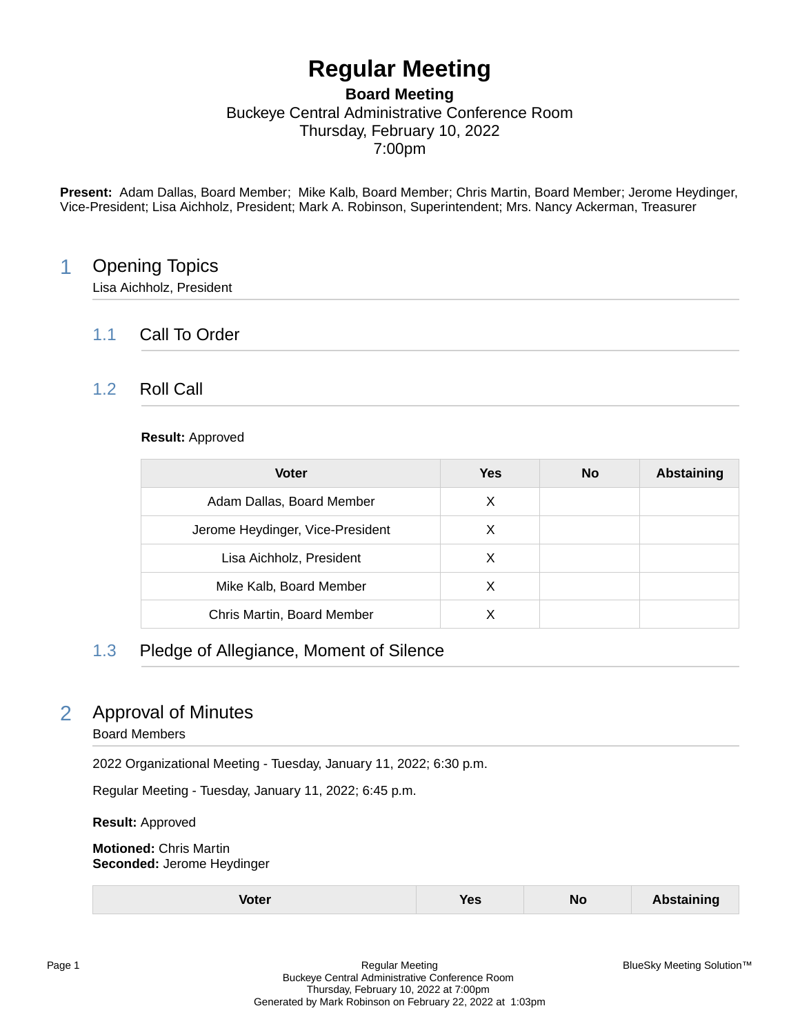# Regular Meeting

**Board Meeting**
Buckeye Central Administrative Conference Room
Thursday, February 10, 2022
7:00pm

**Present:** Adam Dallas, Board Member; Mike Kalb, Board Member; Chris Martin, Board Member; Jerome Heydinger, Vice-President; Lisa Aichholz, President; Mark A. Robinson, Superintendent; Mrs. Nancy Ackerman, Treasurer

## 1 Opening Topics

Lisa Aichholz, President

### 1.1 Call To Order

### 1.2 Roll Call

**Result:** Approved

| Voter | Yes | No | Abstaining |
|---|---|---|---|
| Adam Dallas, Board Member | X | | |
| Jerome Heydinger, Vice-President | X | | |
| Lisa Aichholz, President | X | | |
| Mike Kalb, Board Member | X | | |
| Chris Martin, Board Member | X | | |

### 1.3 Pledge of Allegiance, Moment of Silence

## 2 Approval of Minutes

Board Members

2022 Organizational Meeting - Tuesday, January 11, 2022; 6:30 p.m.

Regular Meeting - Tuesday, January 11, 2022; 6:45 p.m.

**Result:** Approved

**Motioned:** Chris Martin
**Seconded:** Jerome Heydinger

| Voter | Yes | No | Abstaining |
|---|---|---|---|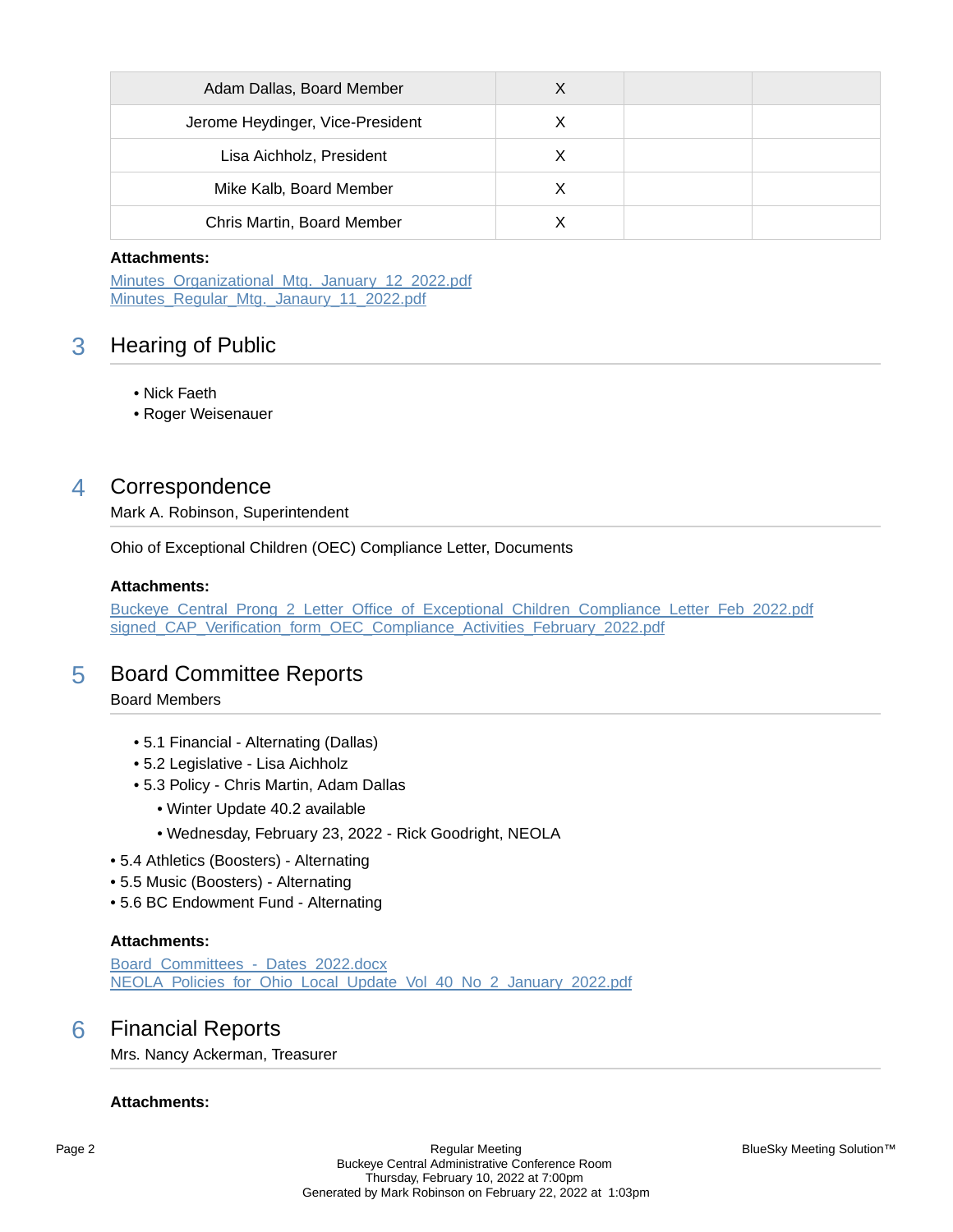| Adam Dallas, Board Member | X | | |
|---|---|---|---|
| Jerome Heydinger, Vice-President | X | | |
| Lisa Aichholz, President | X | | |
| Mike Kalb, Board Member | X | | |
| Chris Martin, Board Member | X | | |

**Attachments:**

Minutes_Organizational_Mtg._January_12_2022.pdf
Minutes_Regular_Mtg._Janaury_11_2022.pdf

## 3 Hearing of Public

- Nick Faeth
- Roger Weisenauer

## 4 Correspondence

Mark A. Robinson, Superintendent

Ohio of Exceptional Children (OEC) Compliance Letter, Documents

**Attachments:**

Buckeye_Central_Prong_2_Letter_Office_of_Exceptional_Children_Compliance_Letter_Feb_2022.pdf
signed_CAP_Verification_form_OEC_Compliance_Activities_February_2022.pdf

## 5 Board Committee Reports

Board Members

- 5.1 Financial - Alternating (Dallas)
- 5.2 Legislative - Lisa Aichholz
- 5.3 Policy - Chris Martin, Adam Dallas
  - Winter Update 40.2 available
  - Wednesday, February 23, 2022 - Rick Goodright, NEOLA
- 5.4 Athletics (Boosters) - Alternating
- 5.5 Music (Boosters) - Alternating
- 5.6 BC Endowment Fund - Alternating

**Attachments:**

Board_Committees_-_Dates_2022.docx
NEOLA_Policies_for_Ohio_Local_Update_Vol_40_No_2_January_2022.pdf

## 6 Financial Reports

Mrs. Nancy Ackerman, Treasurer

**Attachments:**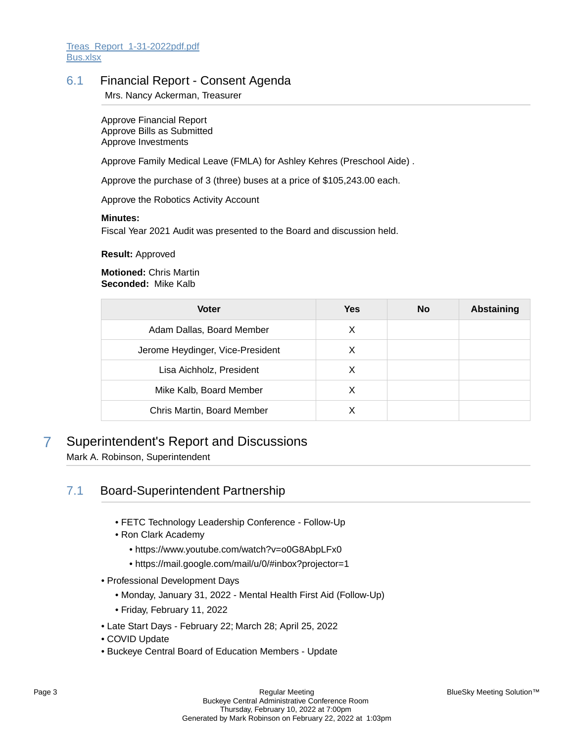[Treas_Report_1-31-2022pdf.pdf](Treas_Report_1-31-2022pdf.pdf)
[Bus.xlsx](Bus.xlsx)

### 6.1 Financial Report - Consent Agenda

Mrs. Nancy Ackerman, Treasurer

Approve Financial Report
Approve Bills as Submitted
Approve Investments

Approve Family Medical Leave (FMLA) for Ashley Kehres (Preschool Aide) .

Approve the purchase of 3 (three) buses at a price of $105,243.00 each.

Approve the Robotics Activity Account

**Minutes:**
Fiscal Year 2021 Audit was presented to the Board and discussion held.

**Result:** Approved

**Motioned:** Chris Martin
**Seconded:** Mike Kalb

| Voter | Yes | No | Abstaining |
|---|---|---|---|
| Adam Dallas, Board Member | X | | |
| Jerome Heydinger, Vice-President | X | | |
| Lisa Aichholz, President | X | | |
| Mike Kalb, Board Member | X | | |
| Chris Martin, Board Member | X | | |

## 7 Superintendent's Report and Discussions

Mark A. Robinson, Superintendent

### 7.1 Board-Superintendent Partnership

- FETC Technology Leadership Conference - Follow-Up
- Ron Clark Academy
  - https://www.youtube.com/watch?v=o0G8AbpLFx0
  - https://mail.google.com/mail/u/0/#inbox?projector=1
- Professional Development Days
  - Monday, January 31, 2022 - Mental Health First Aid (Follow-Up)
  - Friday, February 11, 2022
- Late Start Days - February 22; March 28; April 25, 2022
- COVID Update
- Buckeye Central Board of Education Members - Update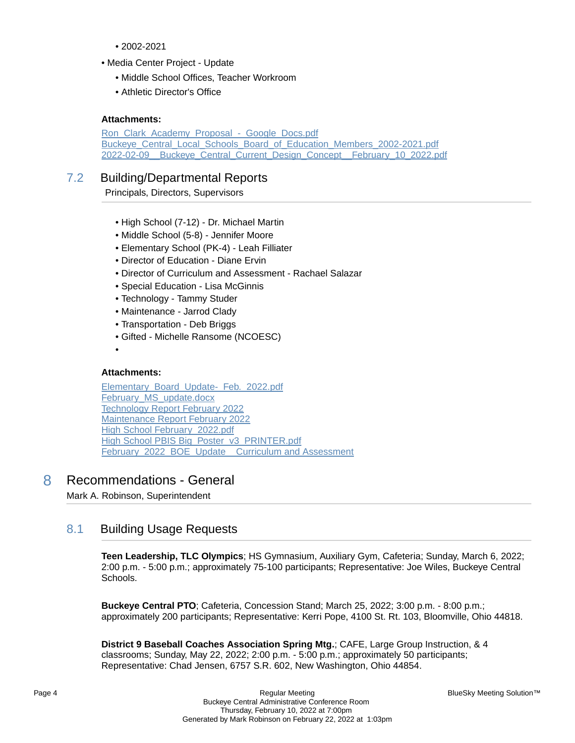- 2002-2021

- Media Center Project - Update
  - Middle School Offices, Teacher Workroom
  - Athletic Director's Office

**Attachments:**

Ron_Clark_Academy_Proposal_-_Google_Docs.pdf
Buckeye_Central_Local_Schools_Board_of_Education_Members_2002-2021.pdf
2022-02-09__Buckeye_Central_Current_Design_Concept__February_10_2022.pdf

## 7.2 Building/Departmental Reports

Principals, Directors, Supervisors

- High School (7-12) - Dr. Michael Martin
- Middle School (5-8) - Jennifer Moore
- Elementary School (PK-4) - Leah Filliater
- Director of Education - Diane Ervin
- Director of Curriculum and Assessment - Rachael Salazar
- Special Education - Lisa McGinnis
- Technology - Tammy Studer
- Maintenance - Jarrod Clady
- Transportation - Deb Briggs
- Gifted - Michelle Ransome (NCOESC)
- 

**Attachments:**

Elementary_Board_Update-_Feb._2022.pdf
February_MS_update.docx
Technology Report February 2022
Maintenance Report February 2022
High School February_2022.pdf
High School PBIS Big_Poster_v3_PRINTER.pdf
February_2022_BOE_Update__Curriculum and Assessment

# 8 Recommendations - General

Mark A. Robinson, Superintendent

## 8.1 Building Usage Requests

**Teen Leadership, TLC Olympics**; HS Gymnasium, Auxiliary Gym, Cafeteria; Sunday, March 6, 2022; 2:00 p.m. - 5:00 p.m.; approximately 75-100 participants; Representative: Joe Wiles, Buckeye Central Schools.

**Buckeye Central PTO**; Cafeteria, Concession Stand; March 25, 2022; 3:00 p.m. - 8:00 p.m.; approximately 200 participants; Representative: Kerri Pope, 4100 St. Rt. 103, Bloomville, Ohio 44818.

**District 9 Baseball Coaches Association Spring Mtg.**; CAFE, Large Group Instruction, & 4 classrooms; Sunday, May 22, 2022; 2:00 p.m. - 5:00 p.m.; approximately 50 participants; Representative: Chad Jensen, 6757 S.R. 602, New Washington, Ohio 44854.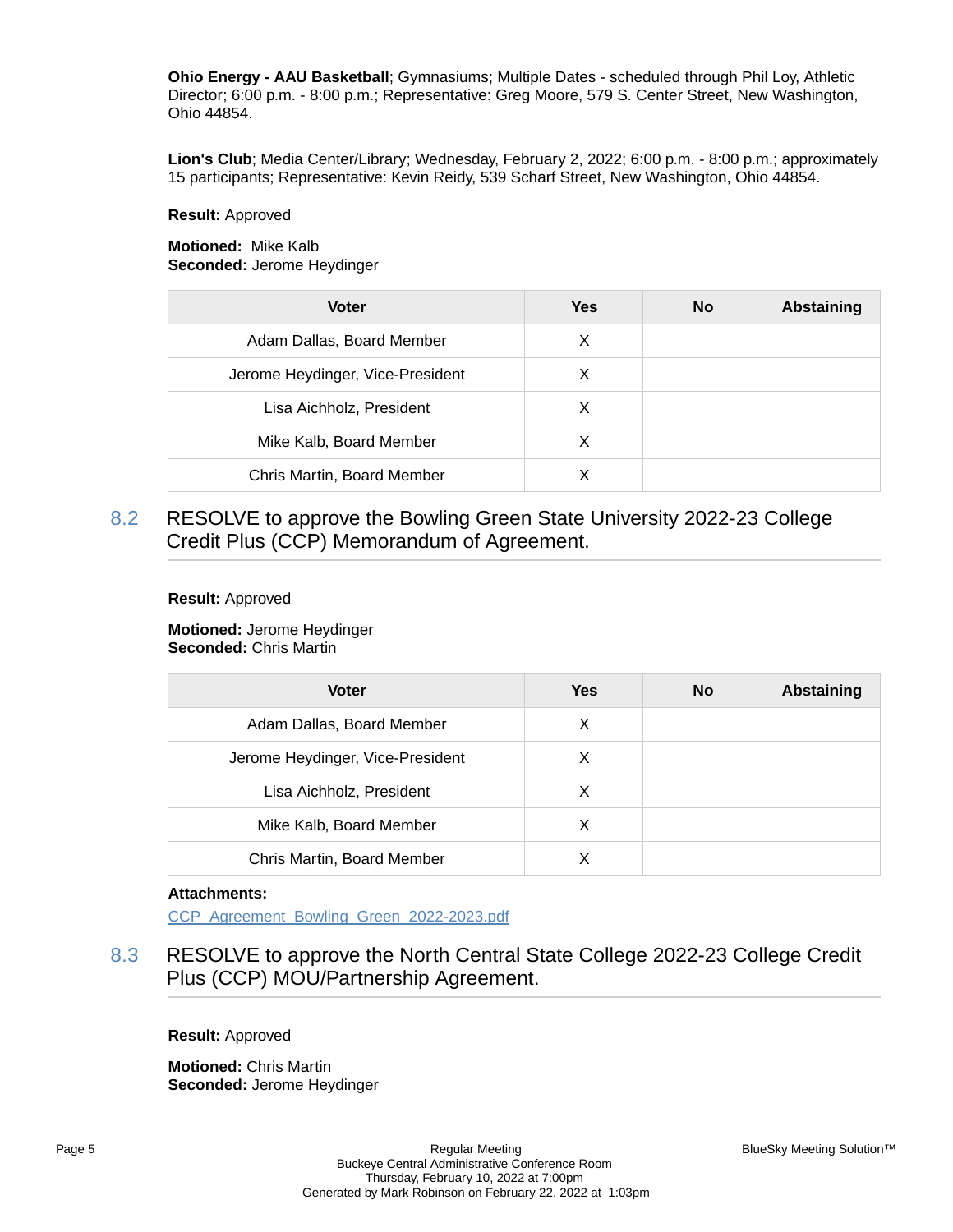**Ohio Energy - AAU Basketball**; Gymnasiums; Multiple Dates - scheduled through Phil Loy, Athletic Director; 6:00 p.m. - 8:00 p.m.; Representative: Greg Moore, 579 S. Center Street, New Washington, Ohio 44854.

**Lion's Club**; Media Center/Library; Wednesday, February 2, 2022; 6:00 p.m. - 8:00 p.m.; approximately 15 participants; Representative: Kevin Reidy, 539 Scharf Street, New Washington, Ohio 44854.

**Result:** Approved

**Motioned:** Mike Kalb
**Seconded:** Jerome Heydinger

| Voter | Yes | No | Abstaining |
|---|---|---|---|
| Adam Dallas, Board Member | X | | |
| Jerome Heydinger, Vice-President | X | | |
| Lisa Aichholz, President | X | | |
| Mike Kalb, Board Member | X | | |
| Chris Martin, Board Member | X | | |

## 8.2 RESOLVE to approve the Bowling Green State University 2022-23 College Credit Plus (CCP) Memorandum of Agreement.

**Result:** Approved

**Motioned:** Jerome Heydinger
**Seconded:** Chris Martin

| Voter | Yes | No | Abstaining |
|---|---|---|---|
| Adam Dallas, Board Member | X | | |
| Jerome Heydinger, Vice-President | X | | |
| Lisa Aichholz, President | X | | |
| Mike Kalb, Board Member | X | | |
| Chris Martin, Board Member | X | | |

**Attachments:**

CCP_Agreement_Bowling_Green_2022-2023.pdf

## 8.3 RESOLVE to approve the North Central State College 2022-23 College Credit Plus (CCP) MOU/Partnership Agreement.

**Result:** Approved

**Motioned:** Chris Martin
**Seconded:** Jerome Heydinger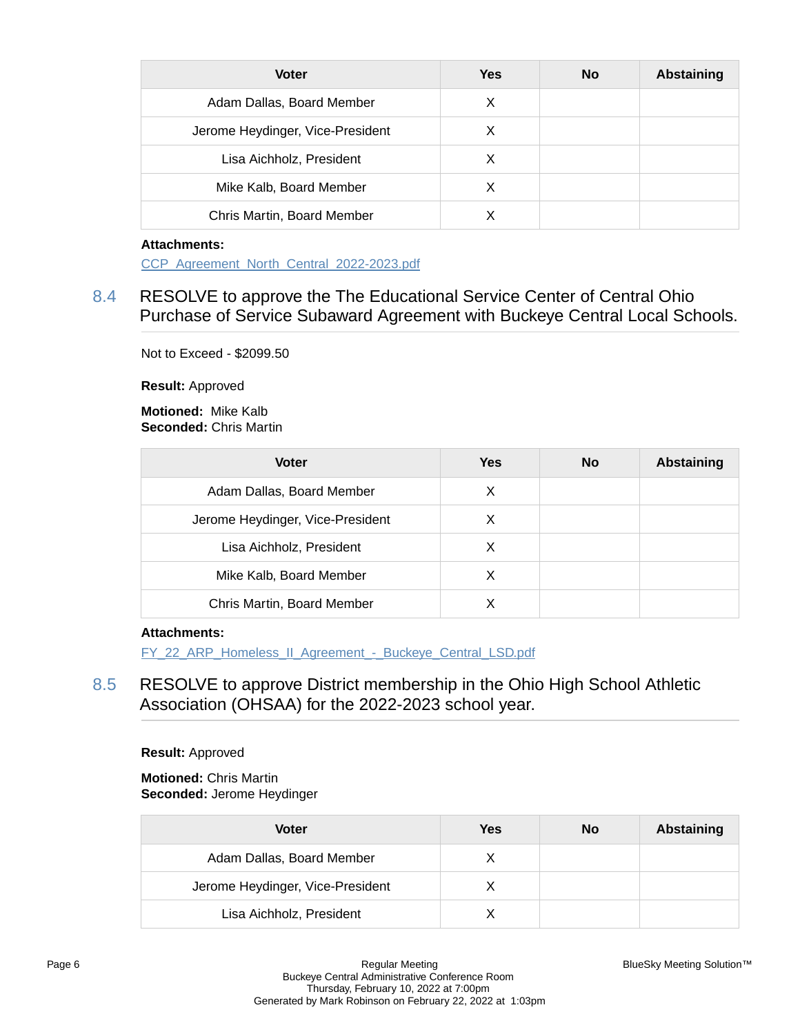| Voter | Yes | No | Abstaining |
|---|---|---|---|
| Adam Dallas, Board Member | X | | |
| Jerome Heydinger, Vice-President | X | | |
| Lisa Aichholz, President | X | | |
| Mike Kalb, Board Member | X | | |
| Chris Martin, Board Member | X | | |

**Attachments:**

CCP_Agreement_North_Central_2022-2023.pdf

## 8.4 RESOLVE to approve the The Educational Service Center of Central Ohio Purchase of Service Subaward Agreement with Buckeye Central Local Schools.

Not to Exceed - $2099.50

**Result:** Approved

**Motioned:** Mike Kalb
**Seconded:** Chris Martin

| Voter | Yes | No | Abstaining |
|---|---|---|---|
| Adam Dallas, Board Member | X | | |
| Jerome Heydinger, Vice-President | X | | |
| Lisa Aichholz, President | X | | |
| Mike Kalb, Board Member | X | | |
| Chris Martin, Board Member | X | | |

**Attachments:**

FY_22_ARP_Homeless_II_Agreement_-_Buckeye_Central_LSD.pdf

## 8.5 RESOLVE to approve District membership in the Ohio High School Athletic Association (OHSAA) for the 2022-2023 school year.

**Result:** Approved

**Motioned:** Chris Martin
**Seconded:** Jerome Heydinger

| Voter | Yes | No | Abstaining |
|---|---|---|---|
| Adam Dallas, Board Member | X | | |
| Jerome Heydinger, Vice-President | X | | |
| Lisa Aichholz, President | X | | |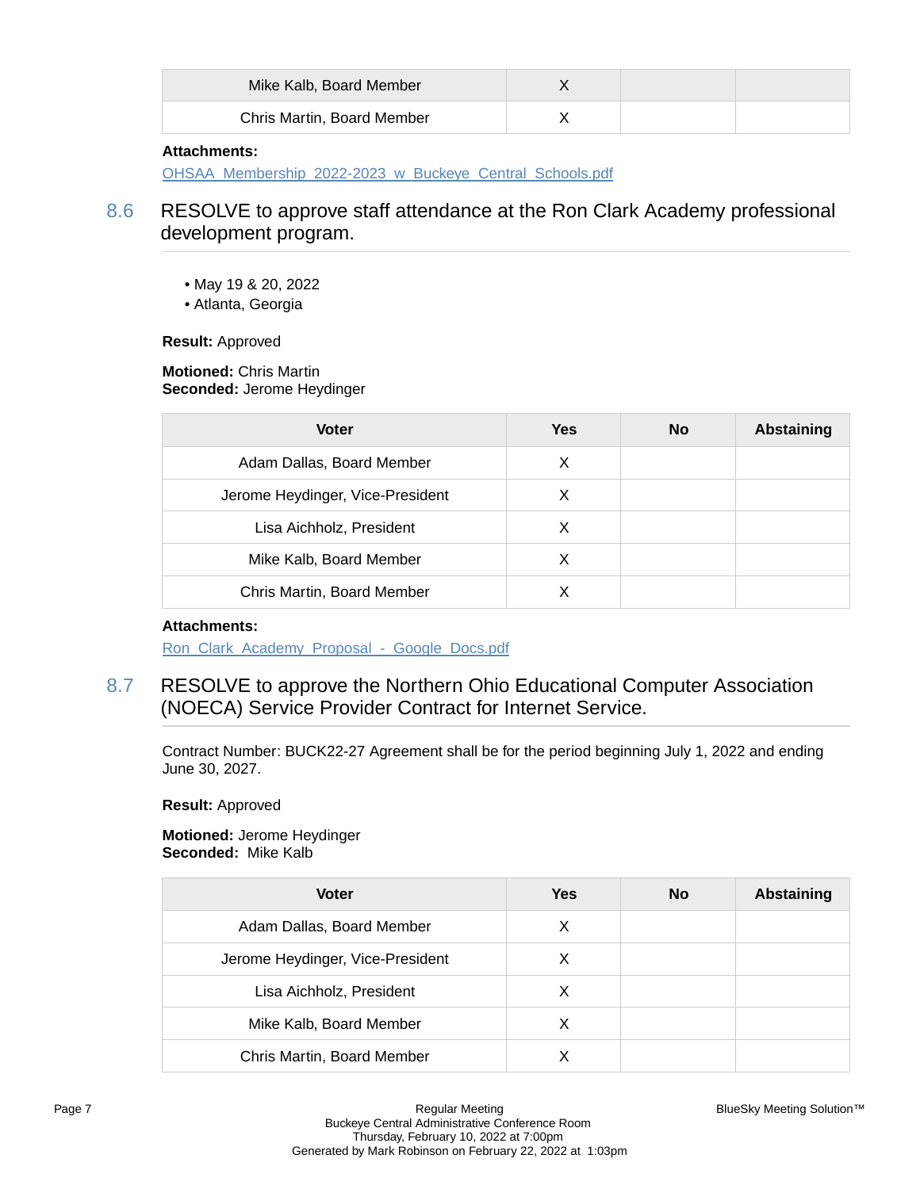| Voter | Yes | No | Abstaining |
|---|---|---|---|
| Mike Kalb, Board Member | X | | |
| Chris Martin, Board Member | X | | |

**Attachments:**
OHSAA_Membership_2022-2023_w_Buckeye_Central_Schools.pdf

## 8.6 RESOLVE to approve staff attendance at the Ron Clark Academy professional development program.

- May 19 & 20, 2022
- Atlanta, Georgia

**Result:** Approved

**Motioned:** Chris Martin
**Seconded:** Jerome Heydinger

| Voter | Yes | No | Abstaining |
|---|---|---|---|
| Adam Dallas, Board Member | X | | |
| Jerome Heydinger, Vice-President | X | | |
| Lisa Aichholz, President | X | | |
| Mike Kalb, Board Member | X | | |
| Chris Martin, Board Member | X | | |

**Attachments:**
Ron_Clark_Academy_Proposal_-_Google_Docs.pdf

## 8.7 RESOLVE to approve the Northern Ohio Educational Computer Association (NOECA) Service Provider Contract for Internet Service.

Contract Number: BUCK22-27 Agreement shall be for the period beginning July 1, 2022 and ending June 30, 2027.

**Result:** Approved

**Motioned:** Jerome Heydinger
**Seconded:** Mike Kalb

| Voter | Yes | No | Abstaining |
|---|---|---|---|
| Adam Dallas, Board Member | X | | |
| Jerome Heydinger, Vice-President | X | | |
| Lisa Aichholz, President | X | | |
| Mike Kalb, Board Member | X | | |
| Chris Martin, Board Member | X | | |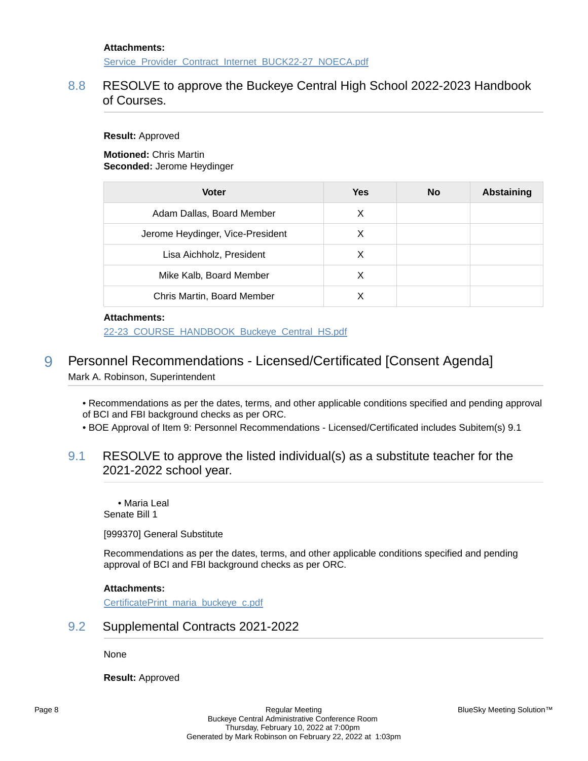**Attachments:**
Service_Provider_Contract_Internet_BUCK22-27_NOECA.pdf

### 8.8 RESOLVE to approve the Buckeye Central High School 2022-2023 Handbook of Courses.

**Result:** Approved

**Motioned:** Chris Martin
**Seconded:** Jerome Heydinger

| Voter | Yes | No | Abstaining |
|---|---|---|---|
| Adam Dallas, Board Member | X | | |
| Jerome Heydinger, Vice-President | X | | |
| Lisa Aichholz, President | X | | |
| Mike Kalb, Board Member | X | | |
| Chris Martin, Board Member | X | | |

**Attachments:**
22-23_COURSE_HANDBOOK_Buckeye_Central_HS.pdf

## 9 Personnel Recommendations - Licensed/Certificated [Consent Agenda]

Mark A. Robinson, Superintendent

- Recommendations as per the dates, terms, and other applicable conditions specified and pending approval of BCI and FBI background checks as per ORC.
- BOE Approval of Item 9: Personnel Recommendations - Licensed/Certificated includes Subitem(s) 9.1

### 9.1 RESOLVE to approve the listed individual(s) as a substitute teacher for the 2021-2022 school year.

- Maria Leal

Senate Bill 1

[999370] General Substitute

Recommendations as per the dates, terms, and other applicable conditions specified and pending approval of BCI and FBI background checks as per ORC.

**Attachments:**
CertificatePrint_maria_buckeye_c.pdf

### 9.2 Supplemental Contracts 2021-2022

None

**Result:** Approved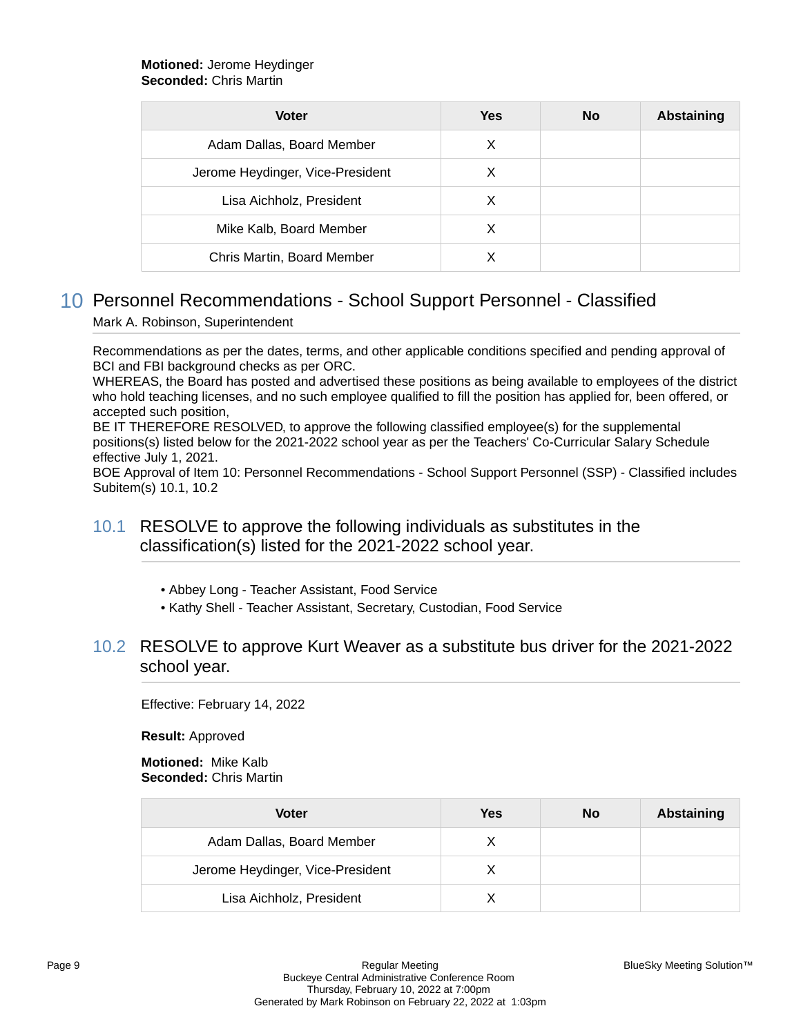**Motioned:** Jerome Heydinger
**Seconded:** Chris Martin

| Voter | Yes | No | Abstaining |
|---|---|---|---|
| Adam Dallas, Board Member | X | | |
| Jerome Heydinger, Vice-President | X | | |
| Lisa Aichholz, President | X | | |
| Mike Kalb, Board Member | X | | |
| Chris Martin, Board Member | X | | |

# 10 Personnel Recommendations - School Support Personnel - Classified

Mark A. Robinson, Superintendent

Recommendations as per the dates, terms, and other applicable conditions specified and pending approval of BCI and FBI background checks as per ORC.
WHEREAS, the Board has posted and advertised these positions as being available to employees of the district who hold teaching licenses, and no such employee qualified to fill the position has applied for, been offered, or accepted such position,
BE IT THEREFORE RESOLVED, to approve the following classified employee(s) for the supplemental positions(s) listed below for the 2021-2022 school year as per the Teachers' Co-Curricular Salary Schedule effective July 1, 2021.
BOE Approval of Item 10: Personnel Recommendations - School Support Personnel (SSP) - Classified includes Subitem(s) 10.1, 10.2

## 10.1 RESOLVE to approve the following individuals as substitutes in the classification(s) listed for the 2021-2022 school year.

- Abbey Long - Teacher Assistant, Food Service
- Kathy Shell - Teacher Assistant, Secretary, Custodian, Food Service

## 10.2 RESOLVE to approve Kurt Weaver as a substitute bus driver for the 2021-2022 school year.

Effective: February 14, 2022

**Result:** Approved

**Motioned:** Mike Kalb
**Seconded:** Chris Martin

| Voter | Yes | No | Abstaining |
|---|---|---|---|
| Adam Dallas, Board Member | X | | |
| Jerome Heydinger, Vice-President | X | | |
| Lisa Aichholz, President | X | | |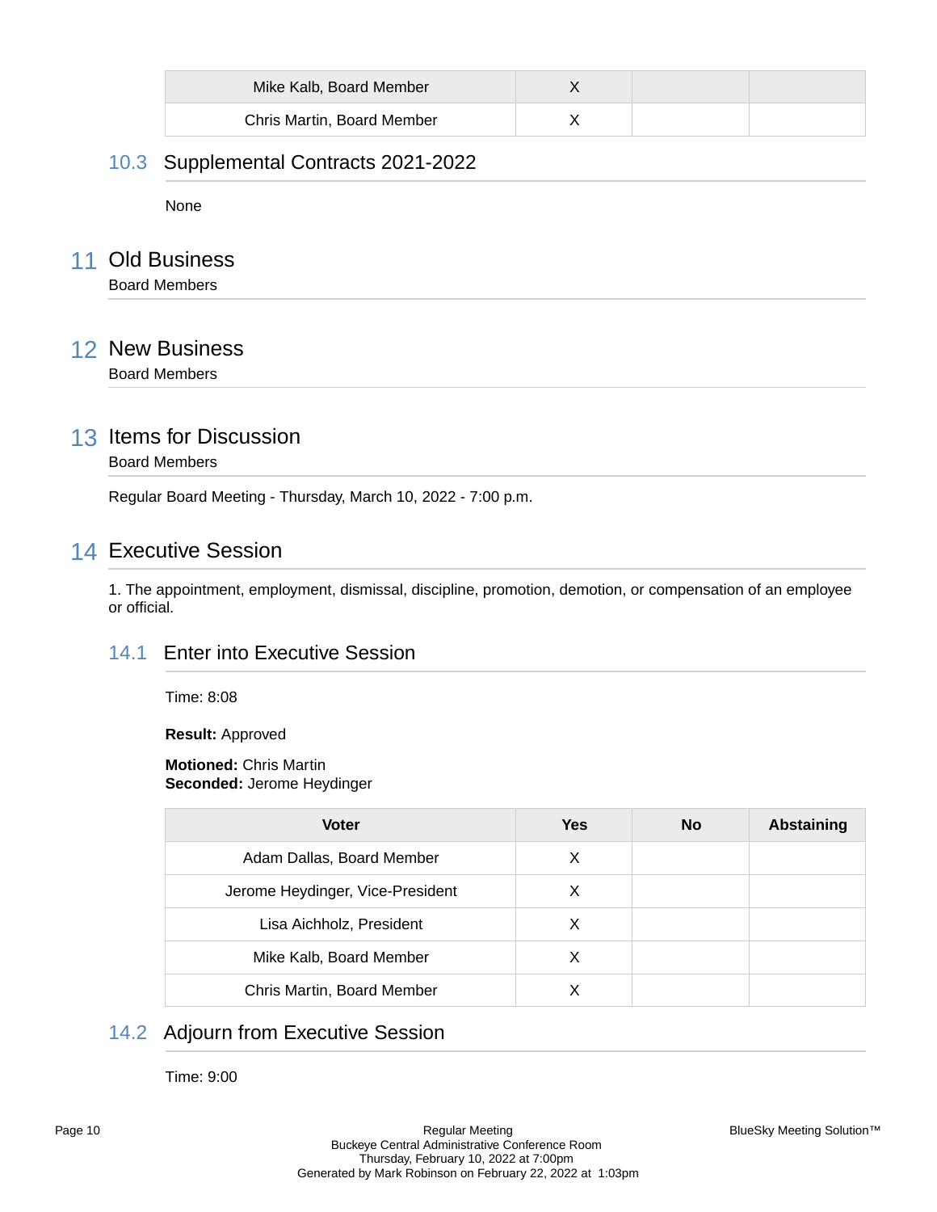| Mike Kalb, Board Member | X | | |
|---|---|---|---|
| Chris Martin, Board Member | X | | |

### 10.3 Supplemental Contracts 2021-2022

None

## 11 Old Business

Board Members

## 12 New Business

Board Members

## 13 Items for Discussion

Board Members

Regular Board Meeting - Thursday, March 10, 2022 - 7:00 p.m.

## 14 Executive Session

1. The appointment, employment, dismissal, discipline, promotion, demotion, or compensation of an employee or official.

### 14.1 Enter into Executive Session

Time: 8:08

**Result:** Approved

**Motioned:** Chris Martin
**Seconded:** Jerome Heydinger

| Voter | Yes | No | Abstaining |
|---|---|---|---|
| Adam Dallas, Board Member | X | | |
| Jerome Heydinger, Vice-President | X | | |
| Lisa Aichholz, President | X | | |
| Mike Kalb, Board Member | X | | |
| Chris Martin, Board Member | X | | |

### 14.2 Adjourn from Executive Session

Time: 9:00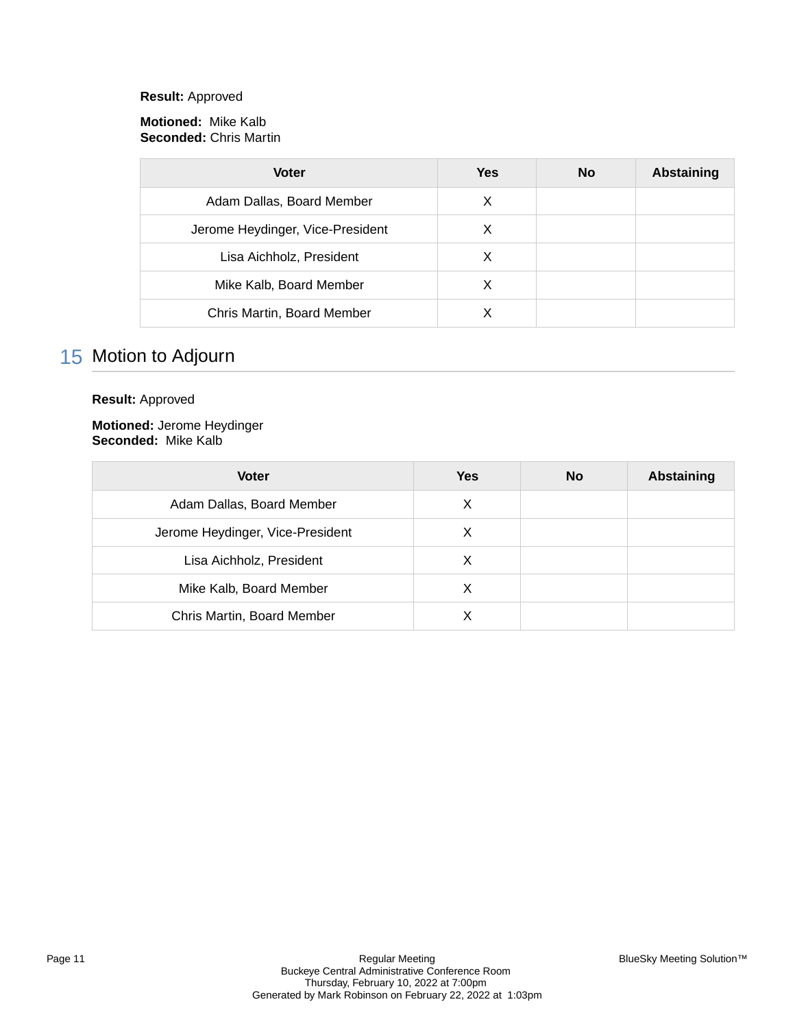**Result:** Approved

**Motioned:** Mike Kalb
**Seconded:** Chris Martin

| Voter | Yes | No | Abstaining |
|---|---|---|---|
| Adam Dallas, Board Member | X | | |
| Jerome Heydinger, Vice-President | X | | |
| Lisa Aichholz, President | X | | |
| Mike Kalb, Board Member | X | | |
| Chris Martin, Board Member | X | | |

## 15 Motion to Adjourn

**Result:** Approved

**Motioned:** Jerome Heydinger
**Seconded:** Mike Kalb

| Voter | Yes | No | Abstaining |
|---|---|---|---|
| Adam Dallas, Board Member | X | | |
| Jerome Heydinger, Vice-President | X | | |
| Lisa Aichholz, President | X | | |
| Mike Kalb, Board Member | X | | |
| Chris Martin, Board Member | X | | |